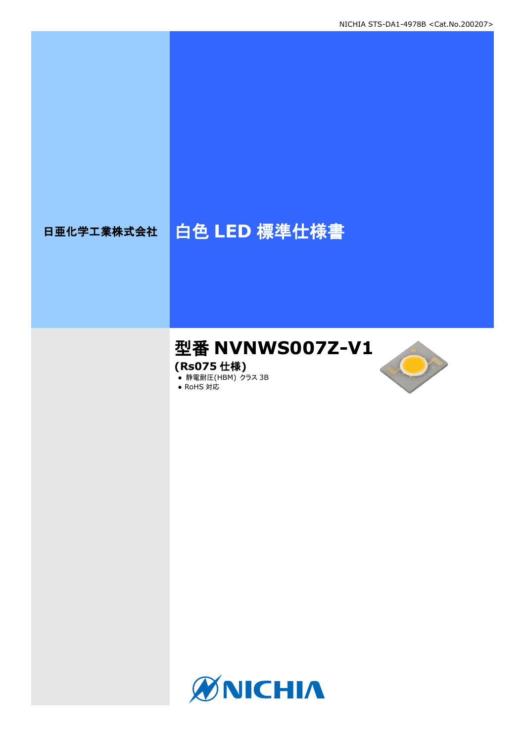NICHIA STS-DA1-4978B <Cat.No.200207>

日亜化学工業株式会社

# 白色 LED 標準仕様書

## 型番 NVNWS007Z-V1

**(Rs075 仕様)**

- 静電耐圧(HBM) クラス 3B
- RoHS 対応

NICHIA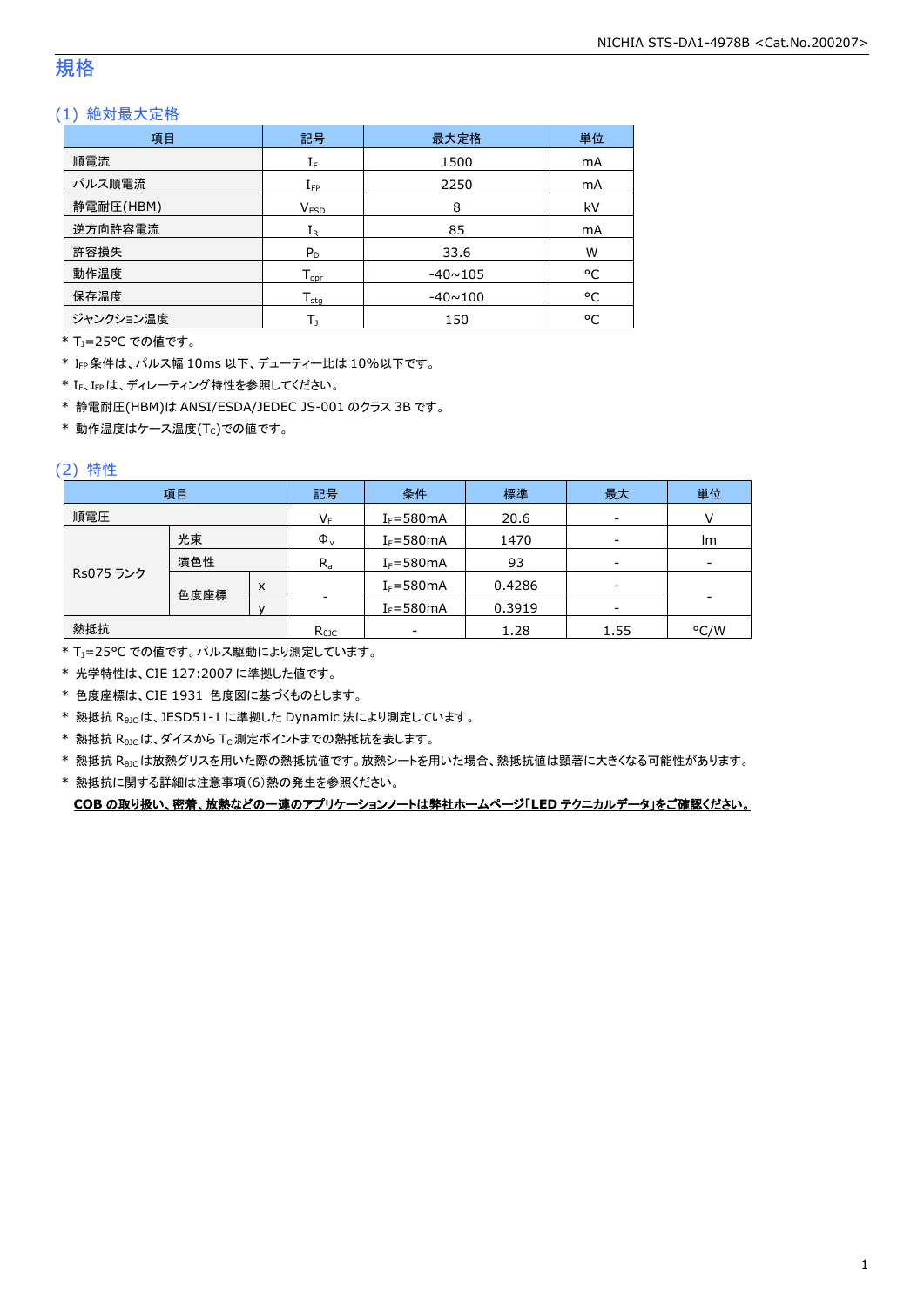# 規格

## (1) 絶対最大定格

| 項目 | 記号 | 最大定格 | 単位 |
|---|---|---|---|
| 順電流 | $I_F$ | 1500 | mA |
| パルス順電流 | $I_{FP}$ | 2250 | mA |
| 静電耐圧(HBM) | $V_{ESD}$ | 8 | kV |
| 逆方向許容電流 | $I_R$ | 85 | mA |
| 許容損失 | $P_D$ | 33.6 | W |
| 動作温度 | $T_{opr}$ | -40~105 | °C |
| 保存温度 | $T_{stg}$ | -40~100 | °C |
| ジャンクション温度 | $T_J$ | 150 | °C |

* $T_J$=25°C での値です。
* $I_{FP}$ 条件は、パルス幅 10ms 以下、デューティー比は 10%以下です。
* $I_F$、$I_{FP}$ は、ディレーティング特性を参照してください。
* 静電耐圧(HBM)は ANSI/ESDA/JEDEC JS-001 のクラス 3B です。
* 動作温度はケース温度($T_C$)での値です。

## (2) 特性

| 項目 | | | 記号 | 条件 | 標準 | 最大 | 単位 |
|---|---|---|---|---|---|---|---|
| 順電圧 | | | $V_F$ | $I_F$=580mA | 20.6 | - | V |
| Rs075 ランク | 光束 | | $\Phi_v$ | $I_F$=580mA | 1470 | - | lm |
| | 演色性 | | $R_a$ | $I_F$=580mA | 93 | - | - |
| | 色度座標 | x | - | $I_F$=580mA | 0.4286 | - | - |
| | | y | | $I_F$=580mA | 0.3919 | - | |
| 熱抵抗 | | | $R_{\theta JC}$ | - | 1.28 | 1.55 | °C/W |

* $T_J$=25°C での値です。パルス駆動により測定しています。
* 光学特性は、CIE 127:2007 に準拠した値です。
* 色度座標は、CIE 1931 色度図に基づくものとします。
* 熱抵抗 $R_{\theta JC}$ は、JESD51-1 に準拠した Dynamic 法により測定しています。
* 熱抵抗 $R_{\theta JC}$ は、ダイスから $T_C$ 測定ポイントまでの熱抵抗を表します。
* 熱抵抗 $R_{\theta JC}$ は放熱グリスを用いた際の熱抵抗値です。放熱シートを用いた場合、熱抵抗値は顕著に大きくなる可能性があります。
* 熱抵抗に関する詳細は注意事項(6)熱の発生を参照ください。

**COB の取り扱い、密着、放熱などの一連のアプリケーションノートは弊社ホームページ「LED テクニカルデータ」をご確認ください。**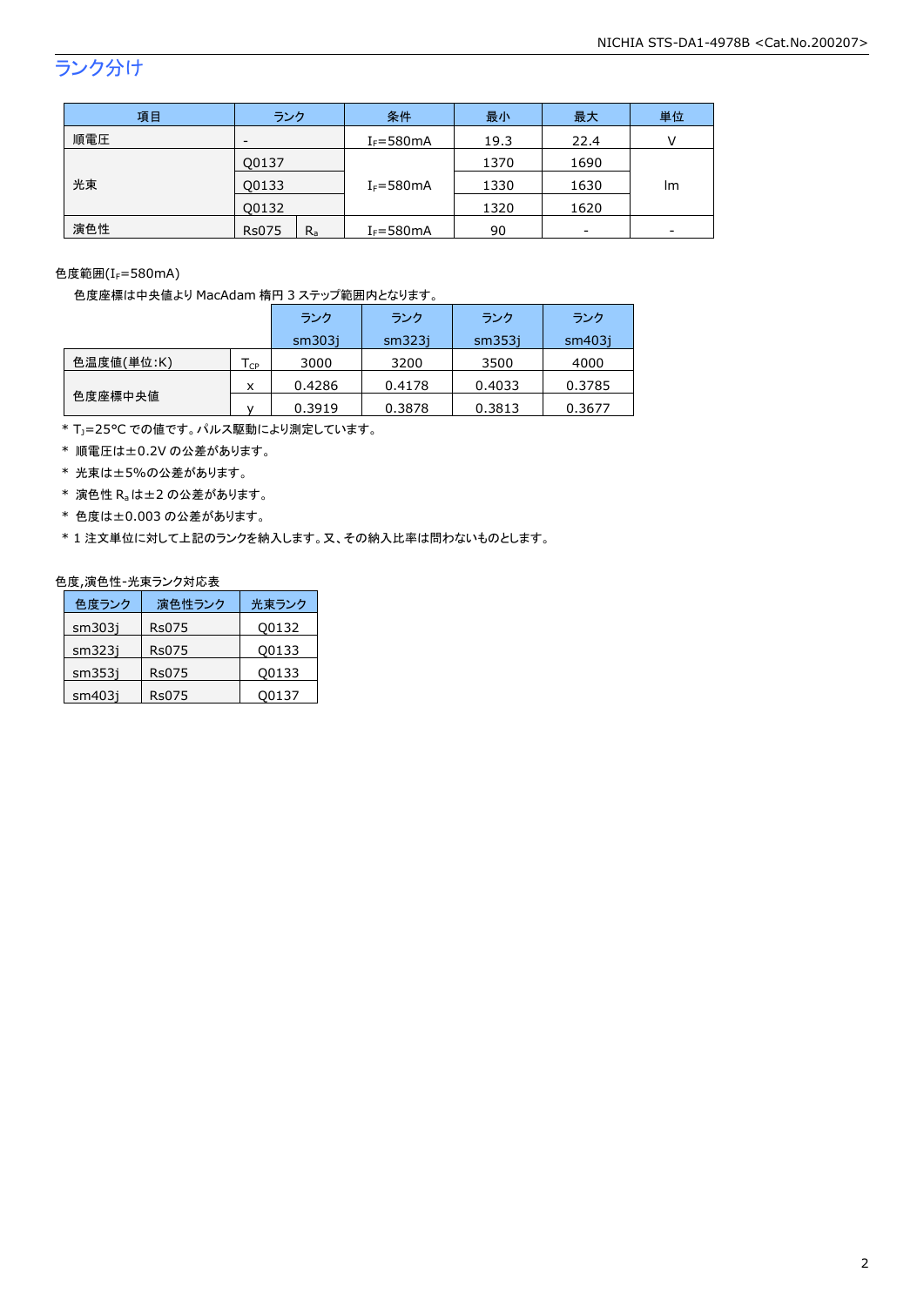## ランク分け

| 項目 | ランク | | 条件 | 最小 | 最大 | 単位 |
|---|---|---|---|---|---|---|
| 順電圧 | - | | $I_F$=580mA | 19.3 | 22.4 | V |
| 光束 | Q0137 | | $I_F$=580mA | 1370 | 1690 | lm |
| | Q0133 | | | 1330 | 1630 | |
| | Q0132 | | | 1320 | 1620 | |
| 演色性 | Rs075 | $R_a$ | $I_F$=580mA | 90 | - | - |

色度範囲($I_F$=580mA)

色度座標は中央値より MacAdam 楕円 3 ステップ範囲内となります。

| | | ランク sm303j | ランク sm323j | ランク sm353j | ランク sm403j |
|---|---|---|---|---|---|
| 色温度値(単位:K) | $T_{CP}$ | 3000 | 3200 | 3500 | 4000 |
| 色度座標中央値 | x | 0.4286 | 0.4178 | 0.4033 | 0.3785 |
| | y | 0.3919 | 0.3878 | 0.3813 | 0.3677 |

* $T_J$=25°C での値です。パルス駆動により測定しています。
* 順電圧は±0.2V の公差があります。
* 光束は±5%の公差があります。
* 演色性 $R_a$ は±2 の公差があります。
* 色度は±0.003 の公差があります。
* 1 注文単位に対して上記のランクを納入します。又、その納入比率は問わないものとします。

色度,演色性-光束ランク対応表

| 色度ランク | 演色性ランク | 光束ランク |
|---|---|---|
| sm303j | Rs075 | Q0132 |
| sm323j | Rs075 | Q0133 |
| sm353j | Rs075 | Q0133 |
| sm403j | Rs075 | Q0137 |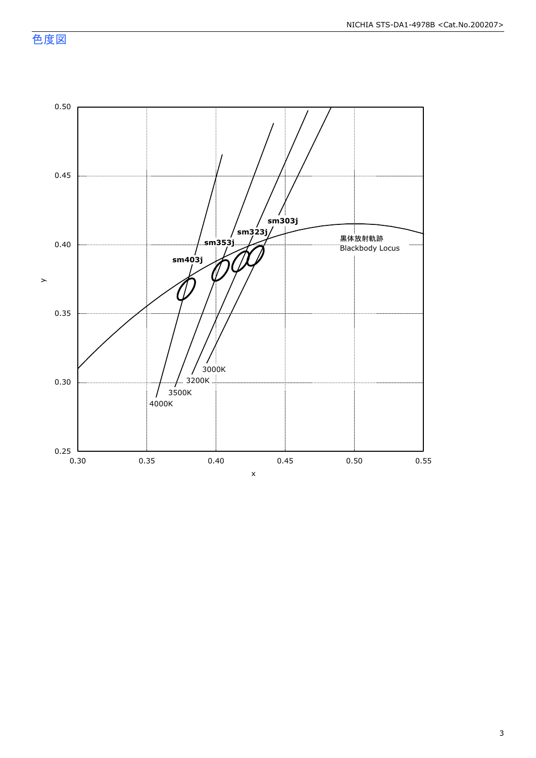## 色度図

x / y chromaticity chart (x: 0.30–0.55, y: 0.25–0.50)

Labels: sm403j, sm353j, sm323j, sm303j, 4000K, 3500K, 3200K, 3000K

黒体放射軌跡
Blackbody Locus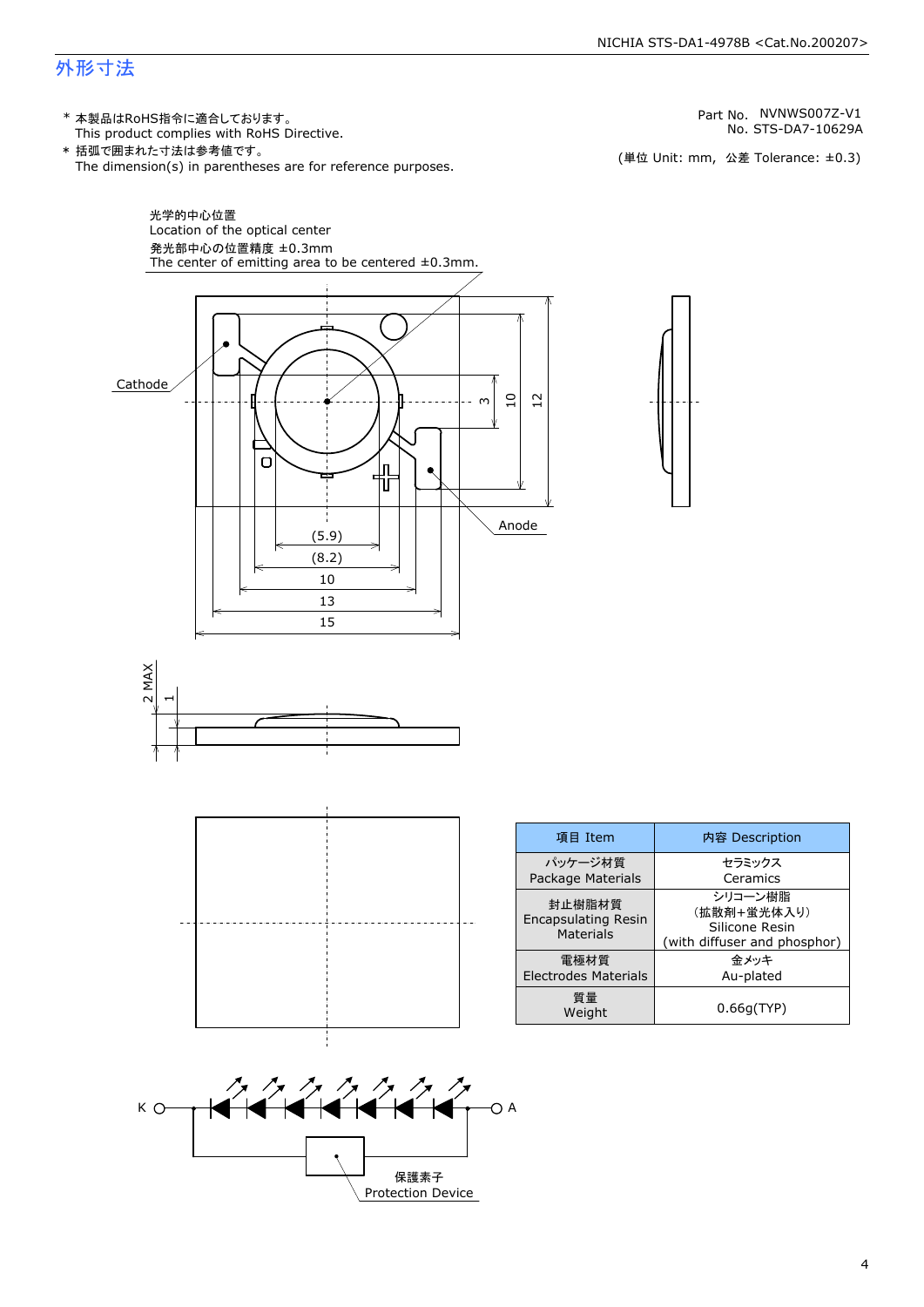## 外形寸法

\* 本製品はRoHS指令に適合しております。
This product complies with RoHS Directive.

\* 括弧で囲まれた寸法は参考値です。
The dimension(s) in parentheses are for reference purposes.

Part No. NVNWS007Z-V1
No. STS-DA7-10629A

(単位 Unit: mm, 公差 Tolerance: ±0.3)

光学的中心位置
Location of the optical center
発光部中心の位置精度 ±0.3mm
The center of emitting area to be centered ±0.3mm.

Cathode

Anode

(5.9)
(8.2)
10
13
15

3
10
12

2 MAX
1

| 項目 Item | 内容 Description |
|---|---|
| パッケージ材質<br>Package Materials | セラミックス<br>Ceramics |
| 封止樹脂材質<br>Encapsulating Resin Materials | シリコーン樹脂<br>(拡散剤+蛍光体入り)<br>Silicone Resin<br>(with diffuser and phosphor) |
| 電極材質<br>Electrodes Materials | 金メッキ<br>Au-plated |
| 質量<br>Weight | 0.66g(TYP) |

K

A

保護素子
Protection Device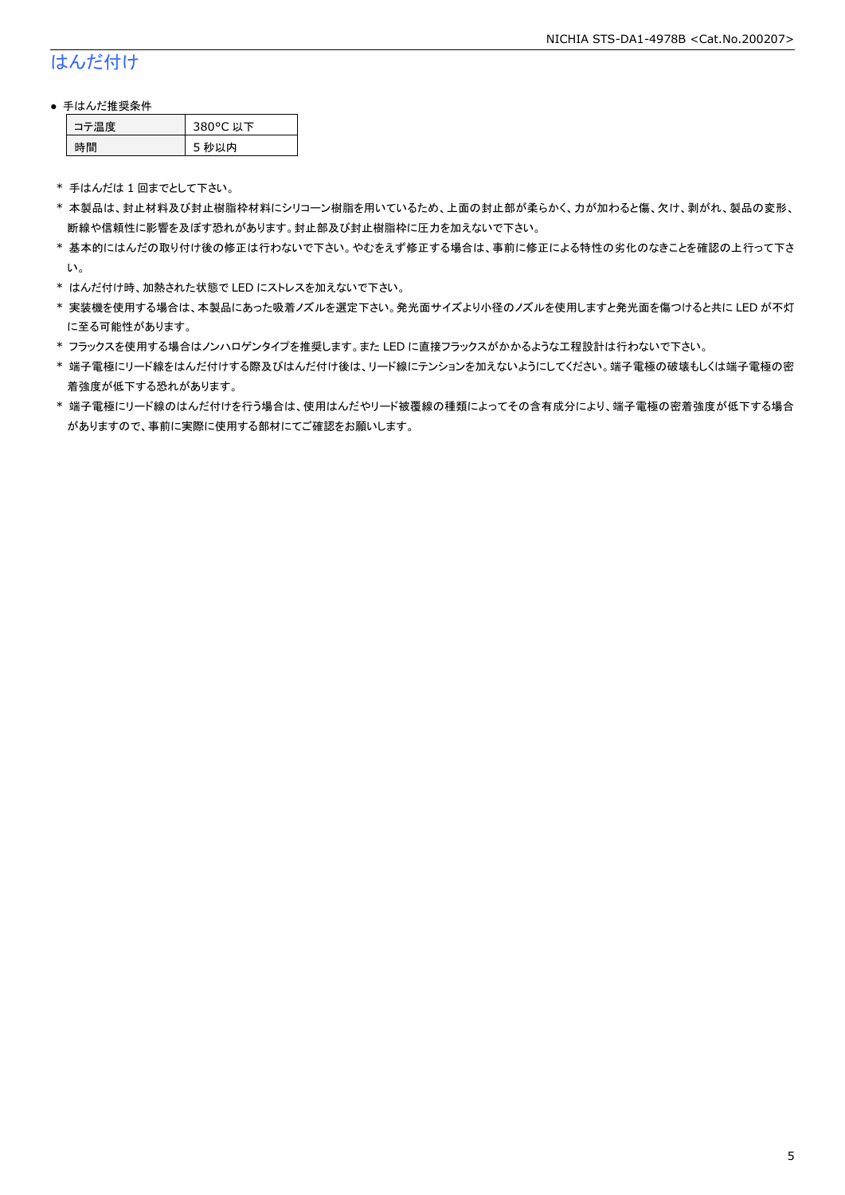# はんだ付け

- 手はんだ推奨条件

| コテ温度 | 380°C 以下 |
|---|---|
| 時間 | 5 秒以内 |

* 手はんだは 1 回までとして下さい。
* 本製品は、封止材料及び封止樹脂枠材料にシリコーン樹脂を用いているため、上面の封止部が柔らかく、力が加わると傷、欠け、剥がれ、製品の変形、断線や信頼性に影響を及ぼす恐れがあります。封止部及び封止樹脂枠に圧力を加えないで下さい。
* 基本的にはんだの取り付け後の修正は行わないで下さい。やむをえず修正する場合は、事前に修正による特性の劣化のなきことを確認の上行って下さい。
* はんだ付け時、加熱された状態で LED にストレスを加えないで下さい。
* 実装機を使用する場合は、本製品にあった吸着ノズルを選定下さい。発光面サイズより小径のノズルを使用しますと発光面を傷つけると共に LED が不灯に至る可能性があります。
* フラックスを使用する場合はノンハロゲンタイプを推奨します。また LED に直接フラックスがかかるような工程設計は行わないで下さい。
* 端子電極にリード線をはんだ付けする際及びはんだ付け後は、リード線にテンションを加えないようにしてください。端子電極の破壊もしくは端子電極の密着強度が低下する恐れがあります。
* 端子電極にリード線のはんだ付けを行う場合は、使用はんだやリード被覆線の種類によってその含有成分により、端子電極の密着強度が低下する場合がありますので、事前に実際に使用する部材にてご確認をお願いします。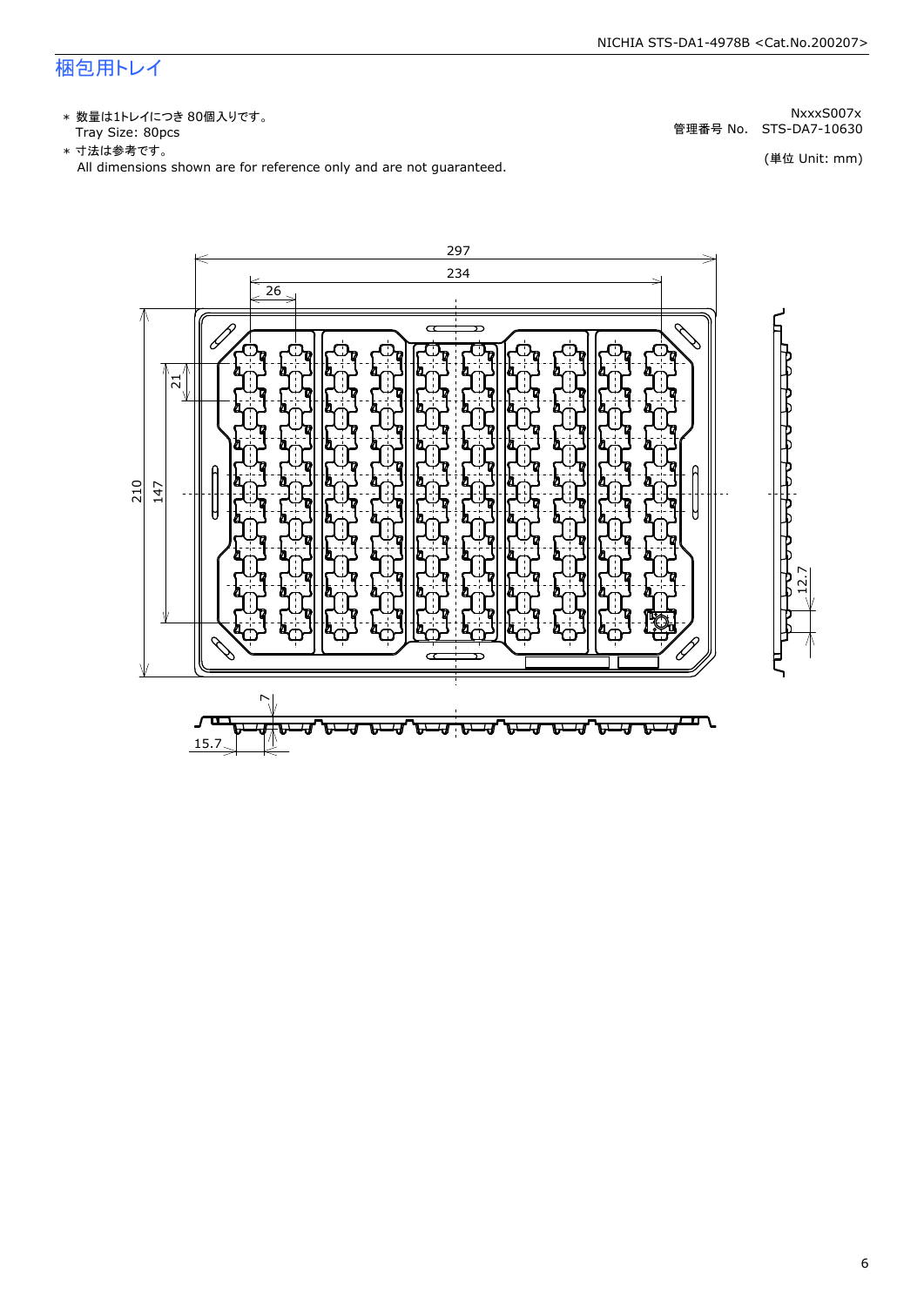# 梱包用トレイ

* 数量は1トレイにつき 80個入りです。
  Tray Size: 80pcs
* 寸法は参考です。
  All dimensions shown are for reference only and are not guaranteed.

NxxxS007x
管理番号 No.　STS-DA7-10630

(単位 Unit: mm)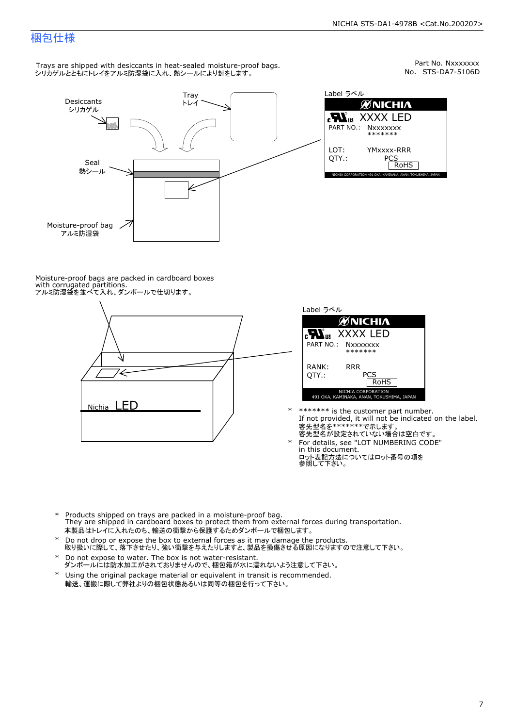## 梱包仕様

Part No. Nxxxxxxx
No. STS-DA7-5106D

Trays are shipped with desiccants in heat-sealed moisture-proof bags.
シリカゲルとともにトレイをアルミ防湿袋に入れ、熱シールにより封をします。

Desiccants
シリカゲル

Tray
トレイ

Seal
熱シール

Moisture-proof bag
アルミ防湿袋

Label ラベル

NICHIA
XXXX LED
PART NO.: Nxxxxxxx
*******
LOT: YMxxxx-RRR
QTY.: PCS
RoHS
NICHIA CORPORATION 491 OKA, KAMINAKA, ANAN, TOKUSHIMA, JAPAN

Moisture-proof bags are packed in cardboard boxes with corrugated partitions.
アルミ防湿袋を並べて入れ、ダンボールで仕切ります。

Nichia LED

Label ラベル

NICHIA
XXXX LED
PART NO.: Nxxxxxxx
*******
RANK: RRR
QTY.: PCS
RoHS
NICHIA CORPORATION
491 OKA, KAMINAKA, ANAN, TOKUSHIMA, JAPAN

- ******* is the customer part number.
  If not provided, it will not be indicated on the label.
  客先型名を*******で示します。
  客先型名が設定されていない場合は空白です。
- For details, see "LOT NUMBERING CODE" in this document.
  ロット表記方法についてはロット番号の項を参照して下さい。

- Products shipped on trays are packed in a moisture-proof bag.
  They are shipped in cardboard boxes to protect them from external forces during transportation.
  本製品はトレイに入れたのち、輸送の衝撃から保護するためダンボールで梱包します。
- Do not drop or expose the box to external forces as it may damage the products.
  取り扱いに際して、落下させたり、強い衝撃を与えたりしますと、製品を損傷させる原因になりますので注意して下さい。
- Do not expose to water. The box is not water-resistant.
  ダンボールには防水加工がされておりませんので、梱包箱が水に濡れないよう注意して下さい。
- Using the original package material or equivalent in transit is recommended.
  輸送、運搬に際して弊社よりの梱包状態あるいは同等の梱包を行って下さい。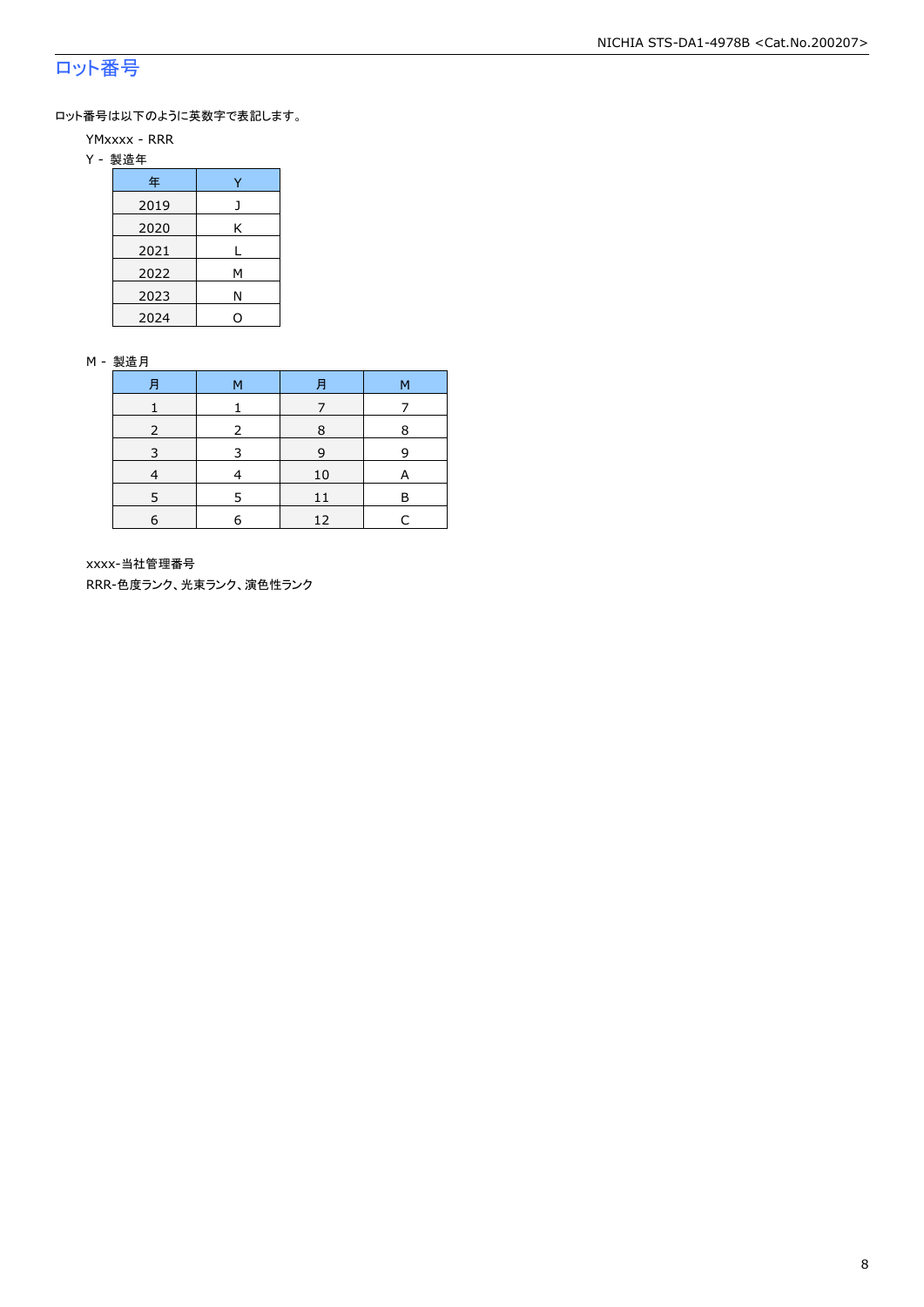## ロット番号

ロット番号は以下のように英数字で表記します。

YMxxxx - RRR

Y - 製造年

| 年 | Y |
|---|---|
| 2019 | J |
| 2020 | K |
| 2021 | L |
| 2022 | M |
| 2023 | N |
| 2024 | O |

M - 製造月

| 月 | M | 月 | M |
|---|---|---|---|
| 1 | 1 | 7 | 7 |
| 2 | 2 | 8 | 8 |
| 3 | 3 | 9 | 9 |
| 4 | 4 | 10 | A |
| 5 | 5 | 11 | B |
| 6 | 6 | 12 | C |

xxxx-当社管理番号

RRR-色度ランク、光束ランク、演色性ランク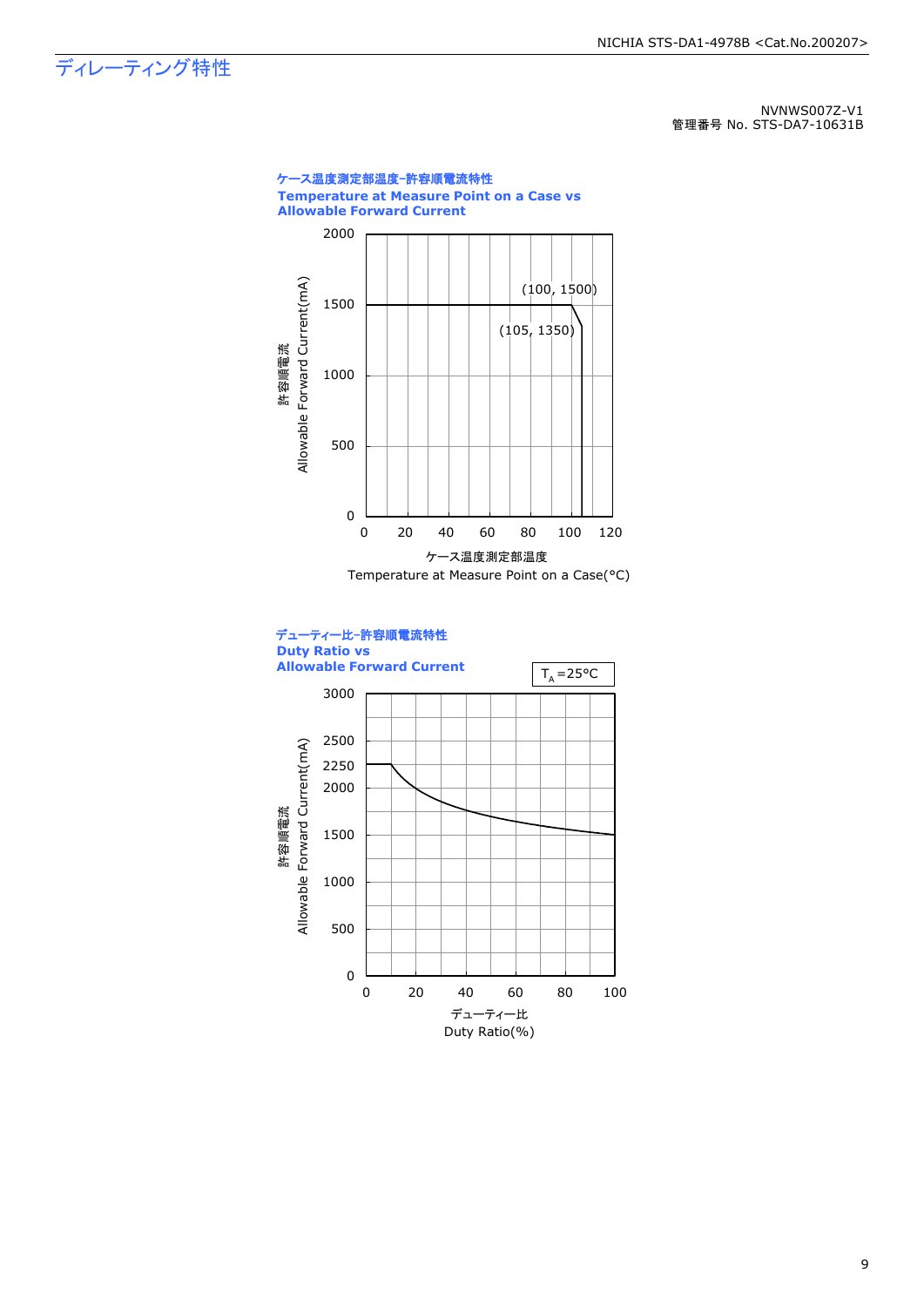# ディレーティング特性

NVNWS007Z-V1
管理番号 No. STS-DA7-10631B

**ケース温度測定部温度-許容順電流特性**
**Temperature at Measure Point on a Case vs**
**Allowable Forward Current**

許容順電流
Allowable Forward Current(mA)

(100, 1500)
(105, 1350)

ケース温度測定部温度
Temperature at Measure Point on a Case(°C)

**デューティー比-許容順電流特性**
**Duty Ratio vs**
**Allowable Forward Current**

$T_A$=25°C

許容順電流
Allowable Forward Current(mA)

デューティー比
Duty Ratio(%)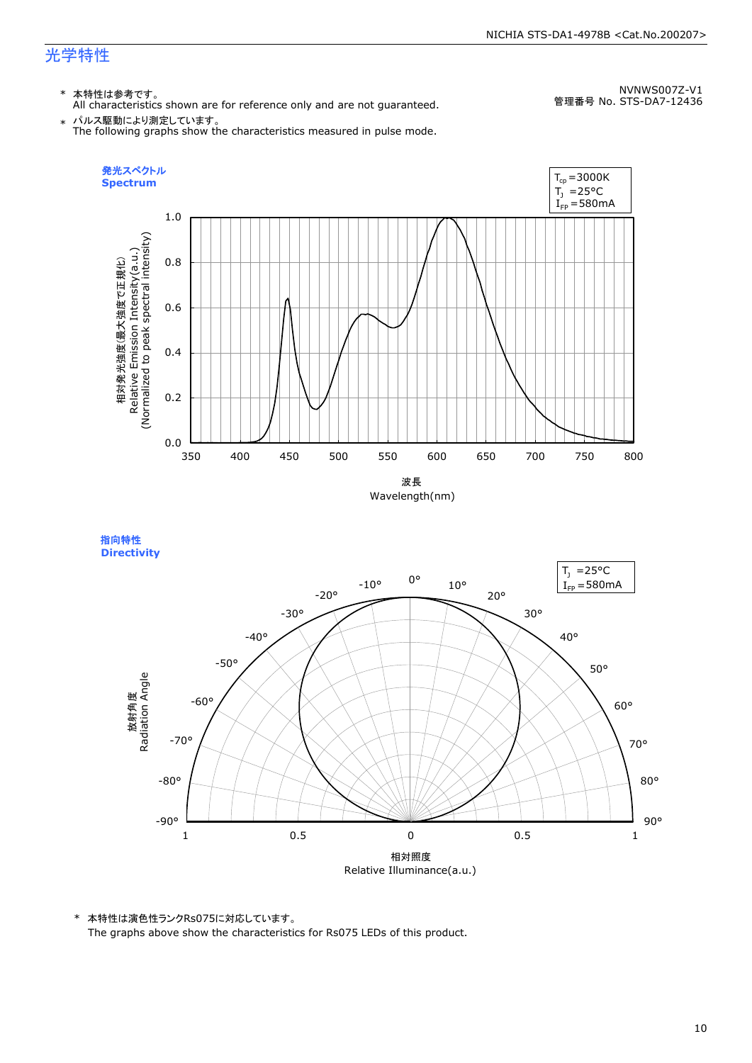## 光学特性

NVNWS007Z-V1
管理番号 No. STS-DA7-12436

* 本特性は参考です。
  All characteristics shown are for reference only and are not guaranteed.
* パルス駆動により測定しています。
  The following graphs show the characteristics measured in pulse mode.

**発光スペクトル**
**Spectrum**

$T_{cp}$=3000K
$T_J$ =25°C
$I_{FP}$=580mA

相対発光強度(最大強度で正規化)
Relative Emission Intensity(a.u.)
(Normalized to peak spectral intensity)

波長
Wavelength(nm)

**指向特性**
**Directivity**

$T_J$ =25°C
$I_{FP}$=580mA

放射角度
Radiation Angle

相対照度
Relative Illuminance(a.u.)

* 本特性は演色性ランクRs075に対応しています。
  The graphs above show the characteristics for Rs075 LEDs of this product.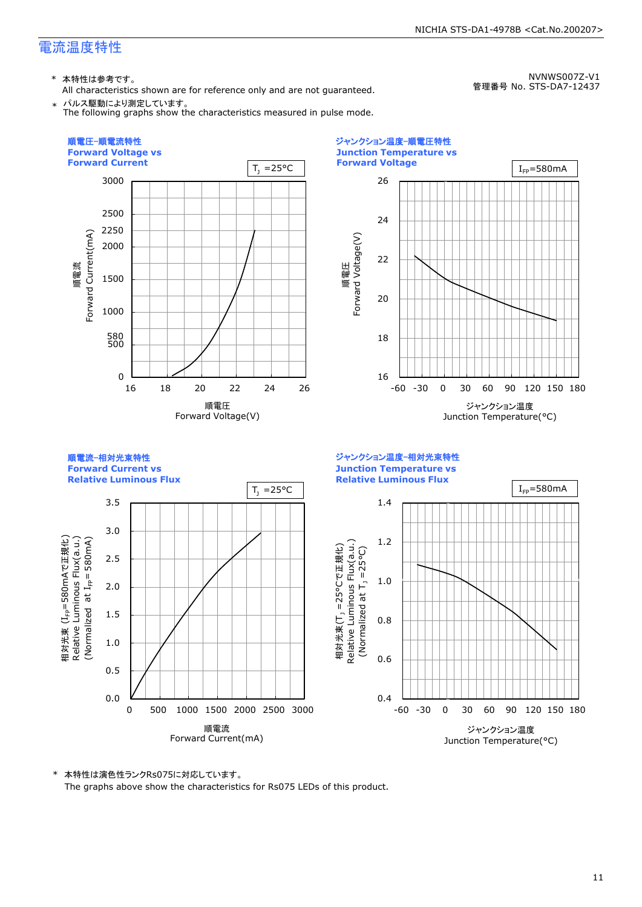# 電流温度特性

NVNWS007Z-V1
管理番号 No. STS-DA7-12437

\* 本特性は参考です。
All characteristics shown are for reference only and are not guaranteed.

\* パルス駆動により測定しています。
The following graphs show the characteristics measured in pulse mode.

**順電圧-順電流特性**
**Forward Voltage vs Forward Current**

$T_J$ =25°C

**ジャンクション温度-順電圧特性**
**Junction Temperature vs Forward Voltage**

$I_{FP}$=580mA

**順電流-相対光束特性**
**Forward Current vs Relative Luminous Flux**

$T_J$ =25°C

**ジャンクション温度-相対光束特性**
**Junction Temperature vs Relative Luminous Flux**

$I_{FP}$=580mA

\* 本特性は演色性ランクRs075に対応しています。
The graphs above show the characteristics for Rs075 LEDs of this product.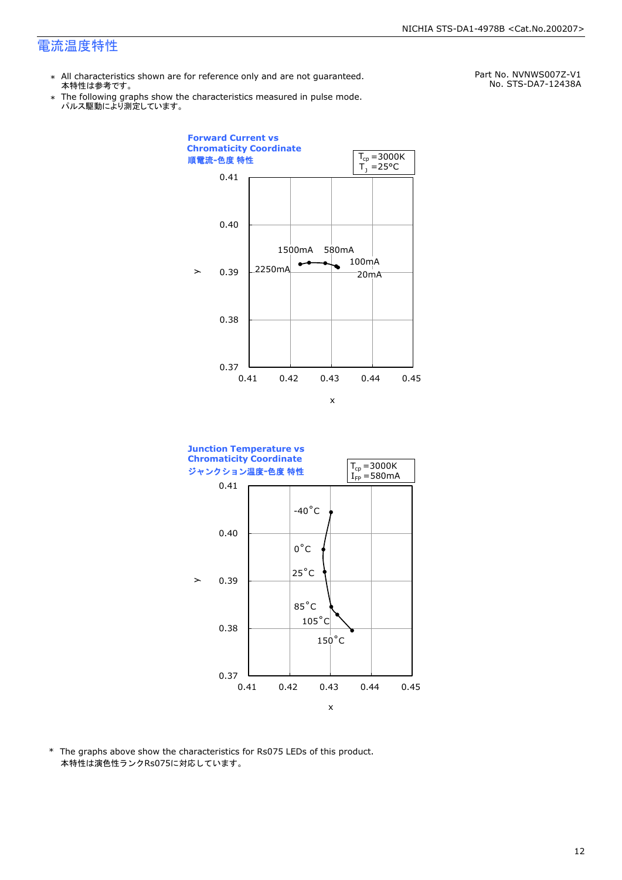# 電流温度特性

Part No. NVNWS007Z-V1
No. STS-DA7-12438A

- ＊ All characteristics shown are for reference only and are not guaranteed.
  本特性は参考です。
- ＊ The following graphs show the characteristics measured in pulse mode.
  パルス駆動により測定しています。

**Forward Current vs Chromaticity Coordinate**
**順電流-色度 特性**

$T_{cp}$ =3000K
$T_J$ =25°C

(Graph: y axis 0.37–0.41, x axis 0.41–0.45; data labels: 2250mA, 1500mA, 580mA, 100mA, 20mA)

**Junction Temperature vs Chromaticity Coordinate**
**ジャンクション温度-色度 特性**

$T_{cp}$ =3000K
$I_{FP}$ =580mA

(Graph: y axis 0.37–0.41, x axis 0.41–0.45; data labels: -40°C, 0°C, 25°C, 85°C, 105°C, 150°C)

＊ The graphs above show the characteristics for Rs075 LEDs of this product.
本特性は演色性ランクRs075に対応しています。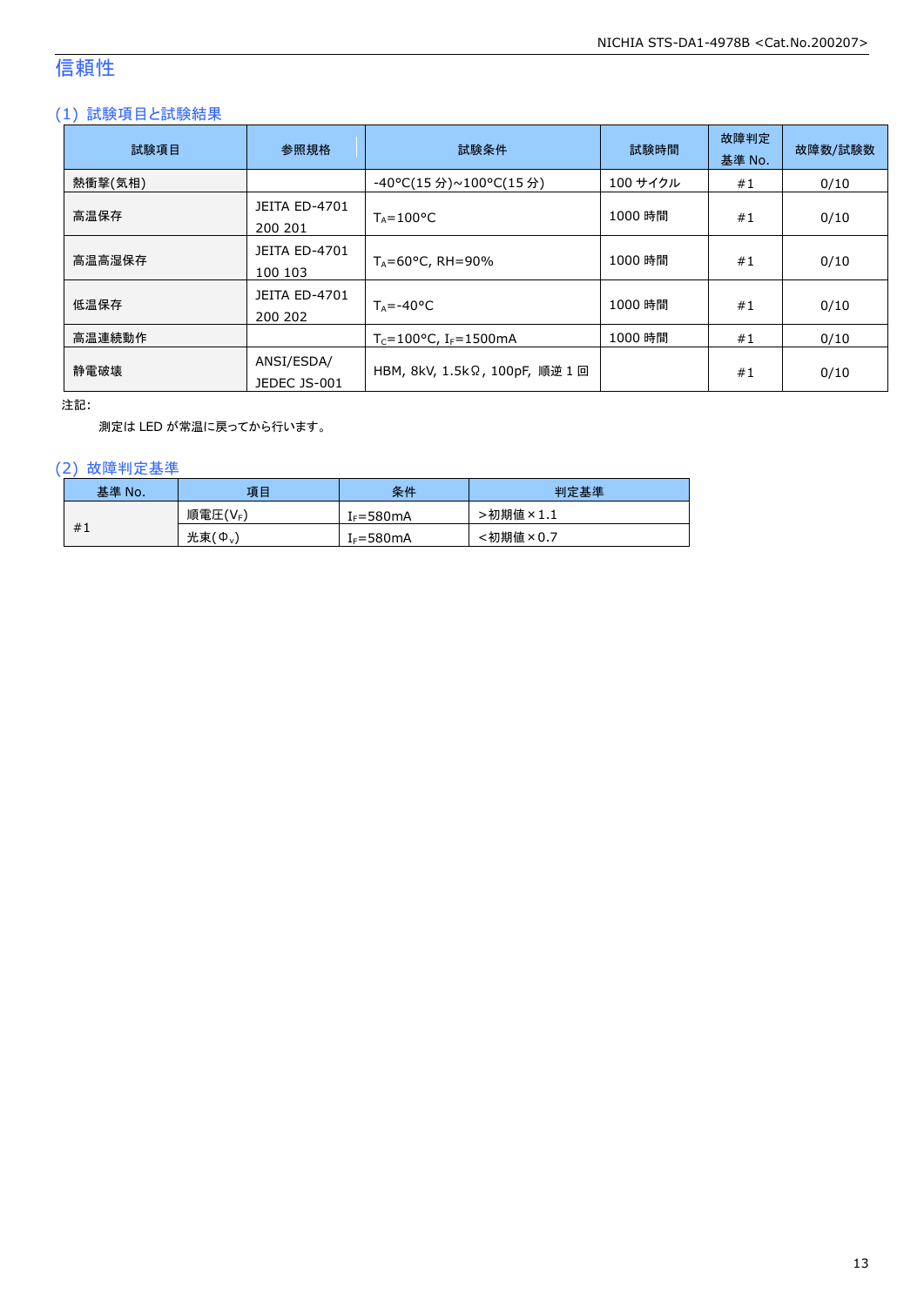# 信頼性

## (1) 試験項目と試験結果

| 試験項目 | 参照規格 | 試験条件 | 試験時間 | 故障判定基準 No. | 故障数/試験数 |
|---|---|---|---|---|---|
| 熱衝撃(気相) | | -40°C(15 分)~100°C(15 分) | 100 サイクル | #1 | 0/10 |
| 高温保存 | JEITA ED-4701 200 201 | $T_A$=100°C | 1000 時間 | #1 | 0/10 |
| 高温高湿保存 | JEITA ED-4701 100 103 | $T_A$=60°C, RH=90% | 1000 時間 | #1 | 0/10 |
| 低温保存 | JEITA ED-4701 200 202 | $T_A$=-40°C | 1000 時間 | #1 | 0/10 |
| 高温連続動作 | | $T_C$=100°C, $I_F$=1500mA | 1000 時間 | #1 | 0/10 |
| 静電破壊 | ANSI/ESDA/ JEDEC JS-001 | HBM, 8kV, 1.5kΩ, 100pF, 順逆 1 回 | | #1 | 0/10 |

注記:

測定は LED が常温に戻ってから行います。

## (2) 故障判定基準

| 基準 No. | 項目 | 条件 | 判定基準 |
|---|---|---|---|
| #1 | 順電圧($V_F$) | $I_F$=580mA | >初期値×1.1 |
| | 光束($\Phi_v$) | $I_F$=580mA | <初期値×0.7 |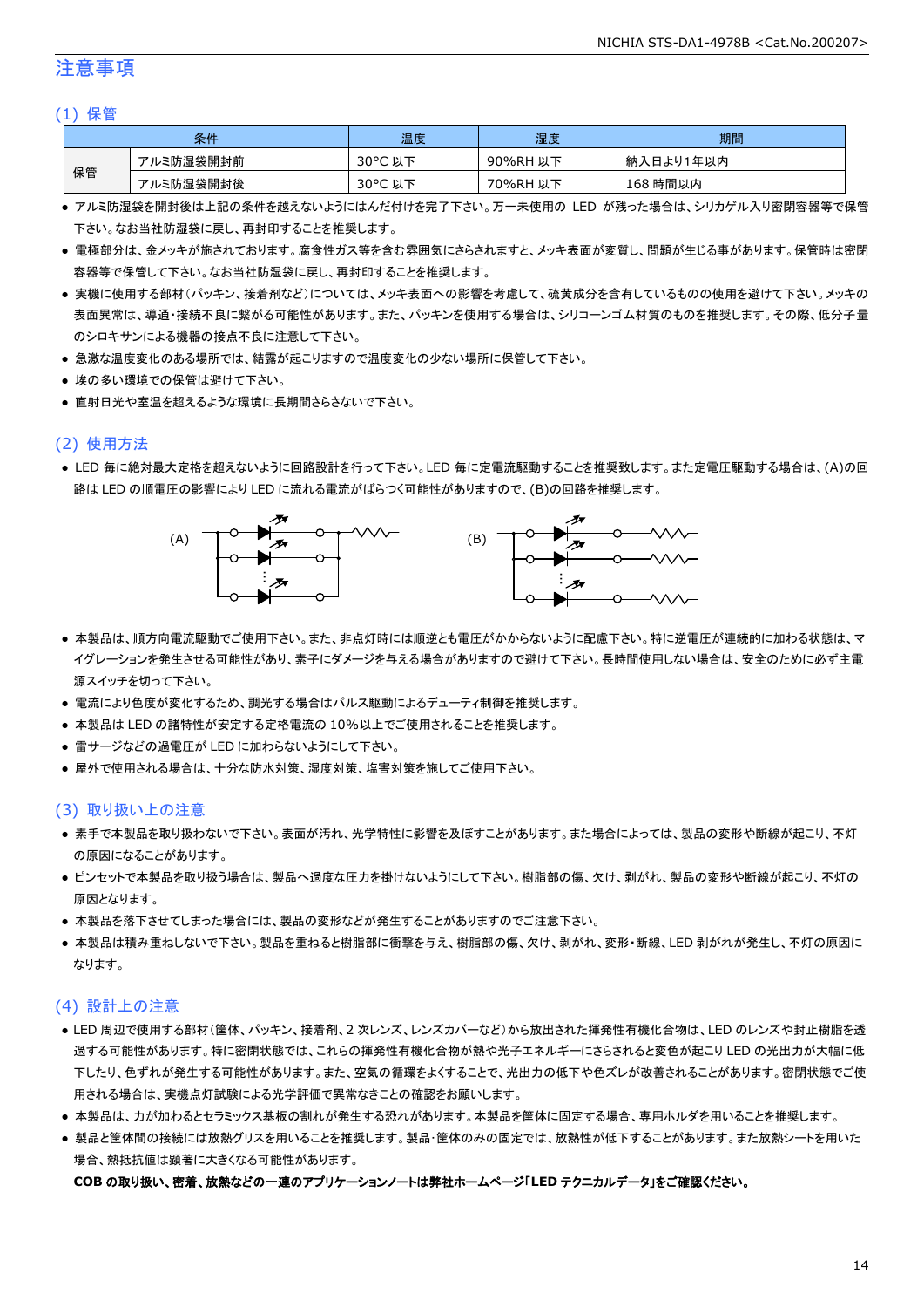# 注意事項

## (1) 保管

| 条件 | | 温度 | 湿度 | 期間 |
|---|---|---|---|---|
| 保管 | アルミ防湿袋開封前 | 30°C 以下 | 90%RH 以下 | 納入日より1年以内 |
| | アルミ防湿袋開封後 | 30°C 以下 | 70%RH 以下 | 168 時間以内 |

- アルミ防湿袋を開封後は上記の条件を越えないようにはんだ付けを完了下さい。万一未使用の LED が残った場合は、シリカゲル入り密閉容器等で保管下さい。なお当社防湿袋に戻し、再封印することを推奨します。
- 電極部分は、金メッキが施されております。腐食性ガス等を含む雰囲気にさらされますと、メッキ表面が変質し、問題が生じる事があります。保管時は密閉容器等で保管して下さい。なお当社防湿袋に戻し、再封印することを推奨します。
- 実機に使用する部材(パッキン、接着剤など)については、メッキ表面への影響を考慮して、硫黄成分を含有しているものの使用を避けて下さい。メッキの表面異常は、導通・接続不良に繋がる可能性があります。また、パッキンを使用する場合は、シリコーンゴム材質のものを推奨します。その際、低分子量のシロキサンによる機器の接点不良に注意して下さい。
- 急激な温度変化のある場所では、結露が起こりますので温度変化の少ない場所に保管して下さい。
- 埃の多い環境での保管は避けて下さい。
- 直射日光や室温を超えるような環境に長期間さらさないで下さい。

## (2) 使用方法

- LED 毎に絶対最大定格を超えないように回路設計を行って下さい。LED 毎に定電流駆動することを推奨致します。また定電圧駆動する場合は、(A)の回路は LED の順電圧の影響により LED に流れる電流がばらつく可能性がありますので、(B)の回路を推奨します。

(A) (B)

- 本製品は、順方向電流駆動でご使用下さい。また、非点灯時には順逆とも電圧がかからないように配慮下さい。特に逆電圧が連続的に加わる状態は、マイグレーションを発生させる可能性があり、素子にダメージを与える場合がありますので避けて下さい。長時間使用しない場合は、安全のために必ず主電源スイッチを切って下さい。
- 電流により色度が変化するため、調光する場合はパルス駆動によるデューティ制御を推奨します。
- 本製品は LED の諸特性が安定する定格電流の 10%以上でご使用されることを推奨します。
- 雷サージなどの過電圧が LED に加わらないようにして下さい。
- 屋外で使用される場合は、十分な防水対策、湿度対策、塩害対策を施してご使用下さい。

## (3) 取り扱い上の注意

- 素手で本製品を取り扱わないで下さい。表面が汚れ、光学特性に影響を及ぼすことがあります。また場合によっては、製品の変形や断線が起こり、不灯の原因になることがあります。
- ピンセットで本製品を取り扱う場合は、製品へ過度な圧力を掛けないようにして下さい。樹脂部の傷、欠け、剥がれ、製品の変形や断線が起こり、不灯の原因となります。
- 本製品を落下させてしまった場合には、製品の変形などが発生することがありますのでご注意下さい。
- 本製品は積み重ねしないで下さい。製品を重ねると樹脂部に衝撃を与え、樹脂部の傷、欠け、剥がれ、変形・断線、LED 剥がれが発生し、不灯の原因になります。

## (4) 設計上の注意

- LED 周辺で使用する部材(筐体、パッキン、接着剤、2 次レンズ、レンズカバーなど)から放出された揮発性有機化合物は、LED のレンズや封止樹脂を透過する可能性があります。特に密閉状態では、これらの揮発性有機化合物が熱や光子エネルギーにさらされると変色が起こり LED の光出力が大幅に低下したり、色ずれが発生する可能性があります。また、空気の循環をよくすることで、光出力の低下や色ズレが改善されることがあります。密閉状態でご使用される場合は、実機点灯試験による光学評価で異常なきことの確認をお願いします。
- 本製品は、力が加わるとセラミックス基板の割れが発生する恐れがあります。本製品を筐体に固定する場合、専用ホルダを用いることを推奨します。
- 製品と筐体間の接続には放熱グリスを用いることを推奨します。製品･筐体のみの固定では、放熱性が低下することがあります。また放熱シートを用いた場合、熱抵抗値は顕著に大きくなる可能性があります。

**COB の取り扱い、密着、放熱などの一連のアプリケーションノートは弊社ホームページ「LED テクニカルデータ」をご確認ください。**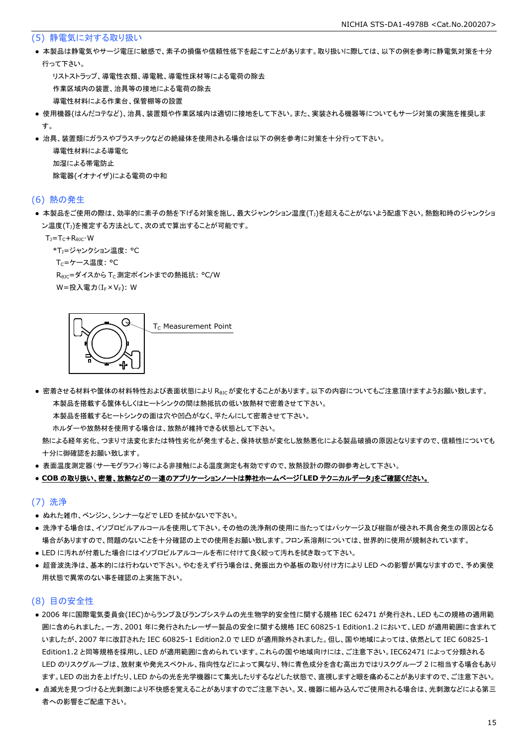## (5) 静電気に対する取り扱い

- 本製品は静電気やサージ電圧に敏感で、素子の損傷や信頼性低下を起こすことがあります。取り扱いに際しては、以下の例を参考に静電気対策を十分行って下さい。
  - リストストラップ、導電性衣類、導電靴、導電性床材等による電荷の除去
  - 作業区域内の装置、治具等の接地による電荷の除去
  - 導電性材料による作業台、保管棚等の設置
- 使用機器(はんだコテなど)、治具、装置類や作業区域内は適切に接地をして下さい。また、実装される機器等についてもサージ対策の実施を推奨します。
- 治具、装置類にガラスやプラスチックなどの絶縁体を使用される場合は以下の例を参考に対策を十分行って下さい。
  - 導電性材料による導電化
  - 加湿による帯電防止
  - 除電器(イオナイザ)による電荷の中和

## (6) 熱の発生

- 本製品をご使用の際は、効率的に素子の熱を下げる対策を施し、最大ジャンクション温度($T_J$)を超えることがないよう配慮下さい。熱飽和時のジャンクション温度($T_J$)を推定する方法として、次の式で算出することが可能です。

  $T_J=T_C+R_{\theta JC}\cdot W$

  *$T_J$=ジャンクション温度: °C
  $T_C$=ケース温度: °C
  $R_{\theta JC}$=ダイスから $T_C$ 測定ポイントまでの熱抵抗: °C/W
  W=投入電力($I_F\times V_F$): W

$T_C$ Measurement Point

- 密着させる材料や筐体の材料特性および表面状態により $R_{\theta JC}$ が変化することがあります。以下の内容についてもご注意頂けますようお願い致します。
  - 本製品を搭載する筐体もしくはヒートシンクの間は熱抵抗の低い放熱材で密着させて下さい。
  - 本製品を搭載するヒートシンクの面は穴や凹凸がなく、平たんにして密着させて下さい。
  - ホルダーや放熱材を使用する場合は、放熱が維持できる状態として下さい。

  熱による経年劣化、つまり寸法変化または特性劣化が発生すると、保持状態が変化し放熱悪化による製品破損の原因となりますので、信頼性についても十分に御確認をお願い致します。
- 表面温度測定器(サーモグラフィ)等による非接触による温度測定も有効ですので、放熱設計の際の御参考として下さい。
- **COB の取り扱い、密着、放熱などの一連のアプリケーションノートは弊社ホームページ「LED テクニカルデータ」をご確認ください。**

## (7) 洗浄

- ぬれた雑巾、ベンジン、シンナーなどで LED を拭かないで下さい。
- 洗浄する場合は、イソプロピルアルコールを使用して下さい。その他の洗浄剤の使用に当たってはパッケージ及び樹脂が侵され不具合発生の原因となる場合がありますので、問題のないことを十分確認の上での使用をお願い致します。フロン系溶剤については、世界的に使用が規制されています。
- LED に汚れが付着した場合にはイソプロピルアルコールを布に付けて良く絞って汚れを拭き取って下さい。
- 超音波洗浄は、基本的には行わないで下さい。やむをえず行う場合は、発振出力や基板の取り付け方により LED への影響が異なりますので、予め実使用状態で異常のない事を確認の上実施下さい。

## (8) 目の安全性

- 2006 年に国際電気委員会(IEC)からランプ及びランプシステムの光生物学的安全性に関する規格 IEC 62471 が発行され、LED もこの規格の適用範囲に含められました。一方、2001 年に発行されたレーザー製品の安全に関する規格 IEC 60825-1 Edition1.2 において、LED が適用範囲に含まれていましたが、2007 年に改訂された IEC 60825-1 Edition2.0 で LED が適用除外されました。但し、国や地域によっては、依然として IEC 60825-1 Edition1.2 と同等規格を採用し、LED が適用範囲に含められています。これらの国や地域向けには、ご注意下さい。IEC62471 によって分類される LED のリスクグループは、放射束や発光スペクトル、指向性などによって異なり、特に青色成分を含む高出力ではリスクグループ 2 に相当する場合もあります。LED の出力を上げたり、LED からの光を光学機器にて集光したりするなどした状態で、直視しますと眼を痛めることがありますので、ご注意下さい。
- 点滅光を見つづけると光刺激により不快感を覚えることがありますのでご注意下さい。又、機器に組み込んでご使用される場合は、光刺激などによる第三者への影響をご配慮下さい。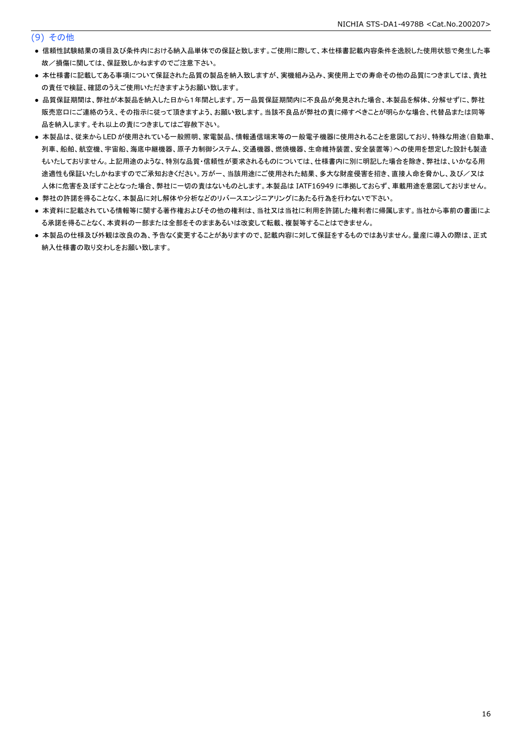## (9) その他

- 信頼性試験結果の項目及び条件内における納入品単体での保証と致します。ご使用に際して、本仕様書記載内容条件を逸脱した使用状態で発生した事故／損傷に関しては、保証致しかねますのでご注意下さい。
- 本仕様書に記載してある事項について保証された品質の製品を納入致しますが、実機組み込み、実使用上での寿命その他の品質につきましては、貴社の責任で検証、確認のうえご使用いただきますようお願い致します。
- 品質保証期間は、弊社が本製品を納入した日から1年間とします。万一品質保証期間内に不良品が発見された場合、本製品を解体、分解せずに、弊社販売窓口にご連絡のうえ、その指示に従って頂きますよう、お願い致します。当該不良品が弊社の責に帰すべきことが明らかな場合、代替品または同等品を納入します。それ以上の責につきましてはご容赦下さい。
- 本製品は、従来からLEDが使用されている一般照明、家電製品、情報通信端末等の一般電子機器に使用されることを意図しており、特殊な用途（自動車、列車、船舶、航空機、宇宙船、海底中継機器、原子力制御システム、交通機器、燃焼機器、生命維持装置、安全装置等）への使用を想定した設計も製造もいたしておりません。上記用途のような、特別な品質・信頼性が要求されるものについては、仕様書内に別に明記した場合を除き、弊社は、いかなる用途適性も保証いたしかねますのでご承知おきください。万が一、当該用途にご使用された結果、多大な財産侵害を招き、直接人命を脅かし、及び／又は人体に危害を及ぼすこととなった場合、弊社に一切の責はないものとします。本製品はIATF16949に準拠しておらず、車載用途を意図しておりません。
- 弊社の許諾を得ることなく、本製品に対し解体や分析などのリバースエンジニアリングにあたる行為を行わないで下さい。
- 本資料に記載されている情報等に関する著作権およびその他の権利は、当社又は当社に利用を許諾した権利者に帰属します。当社から事前の書面による承諾を得ることなく、本資料の一部または全部をそのままあるいは改変して転載、複製等することはできません。
- 本製品の仕様及び外観は改良の為、予告なく変更することがありますので、記載内容に対して保証をするものではありません。量産に導入の際は、正式納入仕様書の取り交わしをお願い致します。